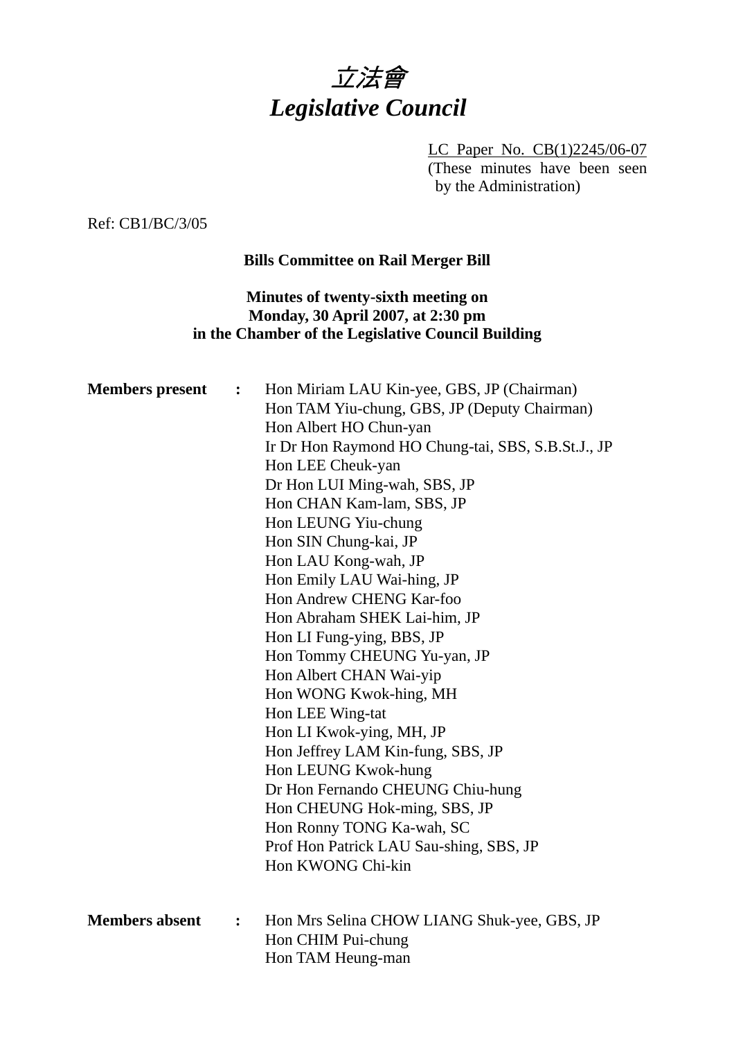# *立法會*
# *Legislative Council*

LC Paper No. CB(1)2245/06-07
(These minutes have been seen by the Administration)

Ref: CB1/BC/3/05

**Bills Committee on Rail Merger Bill**

**Minutes of twenty-sixth meeting on**
**Monday, 30 April 2007, at 2:30 pm**
**in the Chamber of the Legislative Council Building**

**Members present** : Hon Miriam LAU Kin-yee, GBS, JP (Chairman)
Hon TAM Yiu-chung, GBS, JP (Deputy Chairman)
Hon Albert HO Chun-yan
Ir Dr Hon Raymond HO Chung-tai, SBS, S.B.St.J., JP
Hon LEE Cheuk-yan
Dr Hon LUI Ming-wah, SBS, JP
Hon CHAN Kam-lam, SBS, JP
Hon LEUNG Yiu-chung
Hon SIN Chung-kai, JP
Hon LAU Kong-wah, JP
Hon Emily LAU Wai-hing, JP
Hon Andrew CHENG Kar-foo
Hon Abraham SHEK Lai-him, JP
Hon LI Fung-ying, BBS, JP
Hon Tommy CHEUNG Yu-yan, JP
Hon Albert CHAN Wai-yip
Hon WONG Kwok-hing, MH
Hon LEE Wing-tat
Hon LI Kwok-ying, MH, JP
Hon Jeffrey LAM Kin-fung, SBS, JP
Hon LEUNG Kwok-hung
Dr Hon Fernando CHEUNG Chiu-hung
Hon CHEUNG Hok-ming, SBS, JP
Hon Ronny TONG Ka-wah, SC
Prof Hon Patrick LAU Sau-shing, SBS, JP
Hon KWONG Chi-kin

**Members absent** : Hon Mrs Selina CHOW LIANG Shuk-yee, GBS, JP
Hon CHIM Pui-chung
Hon TAM Heung-man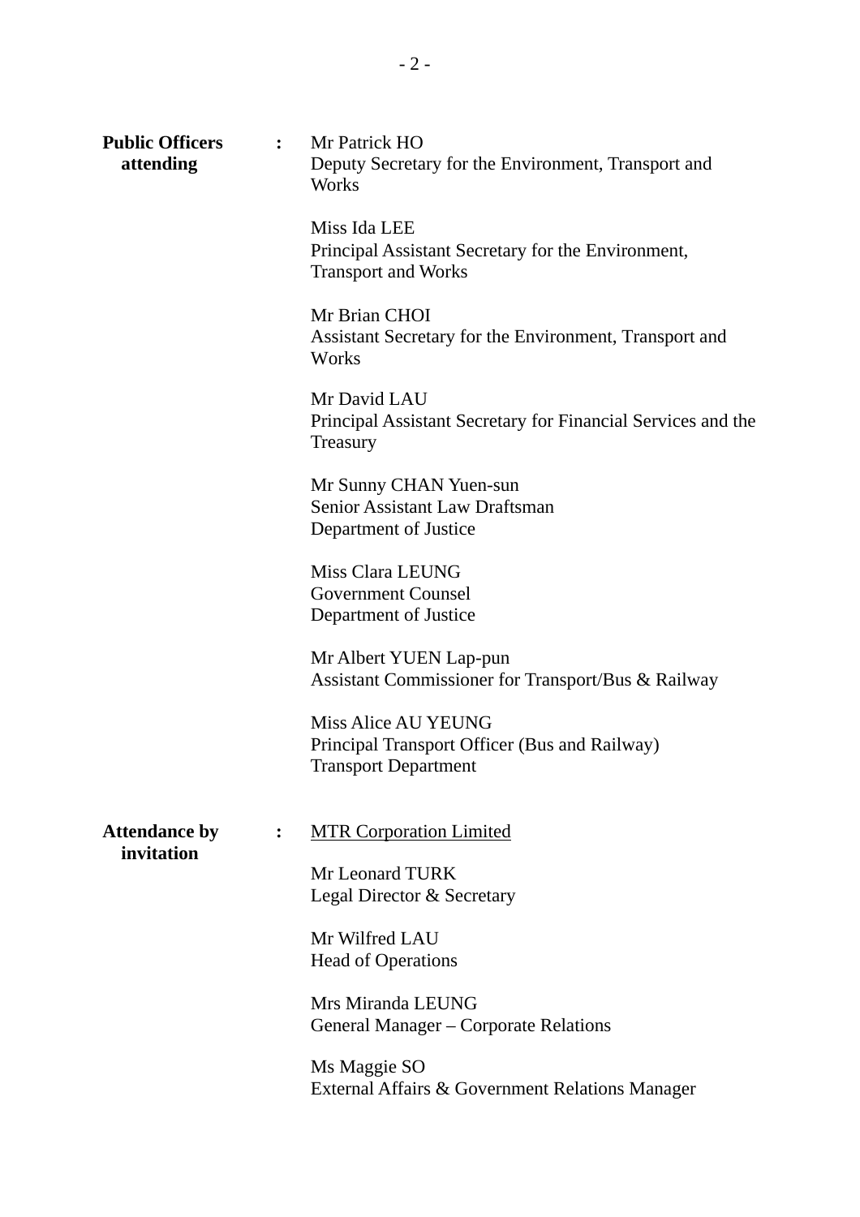**Public Officers attending** **:**

Mr Patrick HO
Deputy Secretary for the Environment, Transport and Works

Miss Ida LEE
Principal Assistant Secretary for the Environment, Transport and Works

Mr Brian CHOI
Assistant Secretary for the Environment, Transport and Works

Mr David LAU
Principal Assistant Secretary for Financial Services and the Treasury

Mr Sunny CHAN Yuen-sun
Senior Assistant Law Draftsman
Department of Justice

Miss Clara LEUNG
Government Counsel
Department of Justice

Mr Albert YUEN Lap-pun
Assistant Commissioner for Transport/Bus & Railway

Miss Alice AU YEUNG
Principal Transport Officer (Bus and Railway)
Transport Department

**Attendance by invitation** **:**

MTR Corporation Limited

Mr Leonard TURK
Legal Director & Secretary

Mr Wilfred LAU
Head of Operations

Mrs Miranda LEUNG
General Manager – Corporate Relations

Ms Maggie SO
External Affairs & Government Relations Manager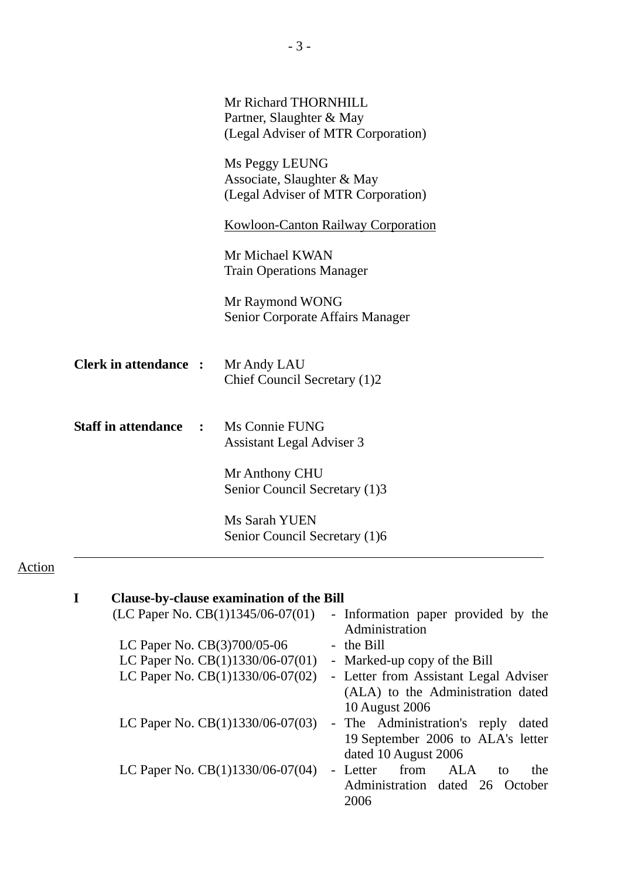Mr Richard THORNHILL
Partner, Slaughter & May
(Legal Adviser of MTR Corporation)

Ms Peggy LEUNG
Associate, Slaughter & May
(Legal Adviser of MTR Corporation)

<u>Kowloon-Canton Railway Corporation</u>

Mr Michael KWAN
Train Operations Manager

Mr Raymond WONG
Senior Corporate Affairs Manager

**Clerk in attendance :** Mr Andy LAU
Chief Council Secretary (1)2

**Staff in attendance :** Ms Connie FUNG
Assistant Legal Adviser 3

Mr Anthony CHU
Senior Council Secretary (1)3

Ms Sarah YUEN
Senior Council Secretary (1)6

---

Action

**I Clause-by-clause examination of the Bill**

(LC Paper No. CB(1)1345/06-07(01) - Information paper provided by the Administration

LC Paper No. CB(3)700/05-06 - the Bill

LC Paper No. CB(1)1330/06-07(01) - Marked-up copy of the Bill

LC Paper No. CB(1)1330/06-07(02) - Letter from Assistant Legal Adviser (ALA) to the Administration dated 10 August 2006

LC Paper No. CB(1)1330/06-07(03) - The Administration's reply dated 19 September 2006 to ALA's letter dated 10 August 2006

LC Paper No. CB(1)1330/06-07(04) - Letter from ALA to the Administration dated 26 October 2006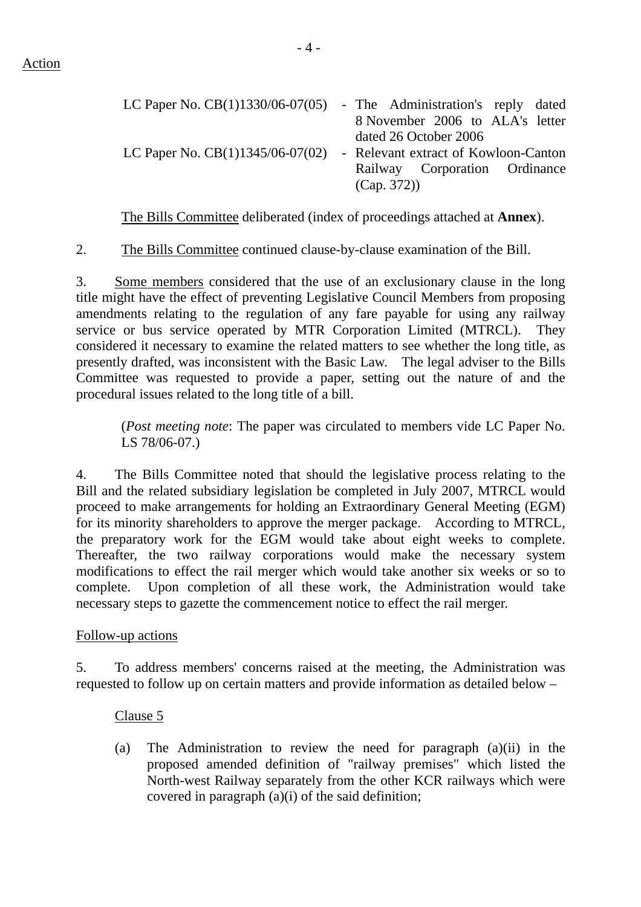Action

| | |
|---|---|
| LC Paper No. CB(1)1330/06-07(05) | - The Administration's reply dated 8 November 2006 to ALA's letter dated 26 October 2006 |
| LC Paper No. CB(1)1345/06-07(02) | - Relevant extract of Kowloon-Canton Railway Corporation Ordinance (Cap. 372)) |

The Bills Committee deliberated (index of proceedings attached at **Annex**).

2. The Bills Committee continued clause-by-clause examination of the Bill.

3. Some members considered that the use of an exclusionary clause in the long title might have the effect of preventing Legislative Council Members from proposing amendments relating to the regulation of any fare payable for using any railway service or bus service operated by MTR Corporation Limited (MTRCL). They considered it necessary to examine the related matters to see whether the long title, as presently drafted, was inconsistent with the Basic Law. The legal adviser to the Bills Committee was requested to provide a paper, setting out the nature of and the procedural issues related to the long title of a bill.

(*Post meeting note*: The paper was circulated to members vide LC Paper No. LS 78/06-07.)

4. The Bills Committee noted that should the legislative process relating to the Bill and the related subsidiary legislation be completed in July 2007, MTRCL would proceed to make arrangements for holding an Extraordinary General Meeting (EGM) for its minority shareholders to approve the merger package. According to MTRCL, the preparatory work for the EGM would take about eight weeks to complete. Thereafter, the two railway corporations would make the necessary system modifications to effect the rail merger which would take another six weeks or so to complete. Upon completion of all these work, the Administration would take necessary steps to gazette the commencement notice to effect the rail merger.

Follow-up actions

5. To address members' concerns raised at the meeting, the Administration was requested to follow up on certain matters and provide information as detailed below –

Clause 5

(a) The Administration to review the need for paragraph (a)(ii) in the proposed amended definition of "railway premises" which listed the North-west Railway separately from the other KCR railways which were covered in paragraph (a)(i) of the said definition;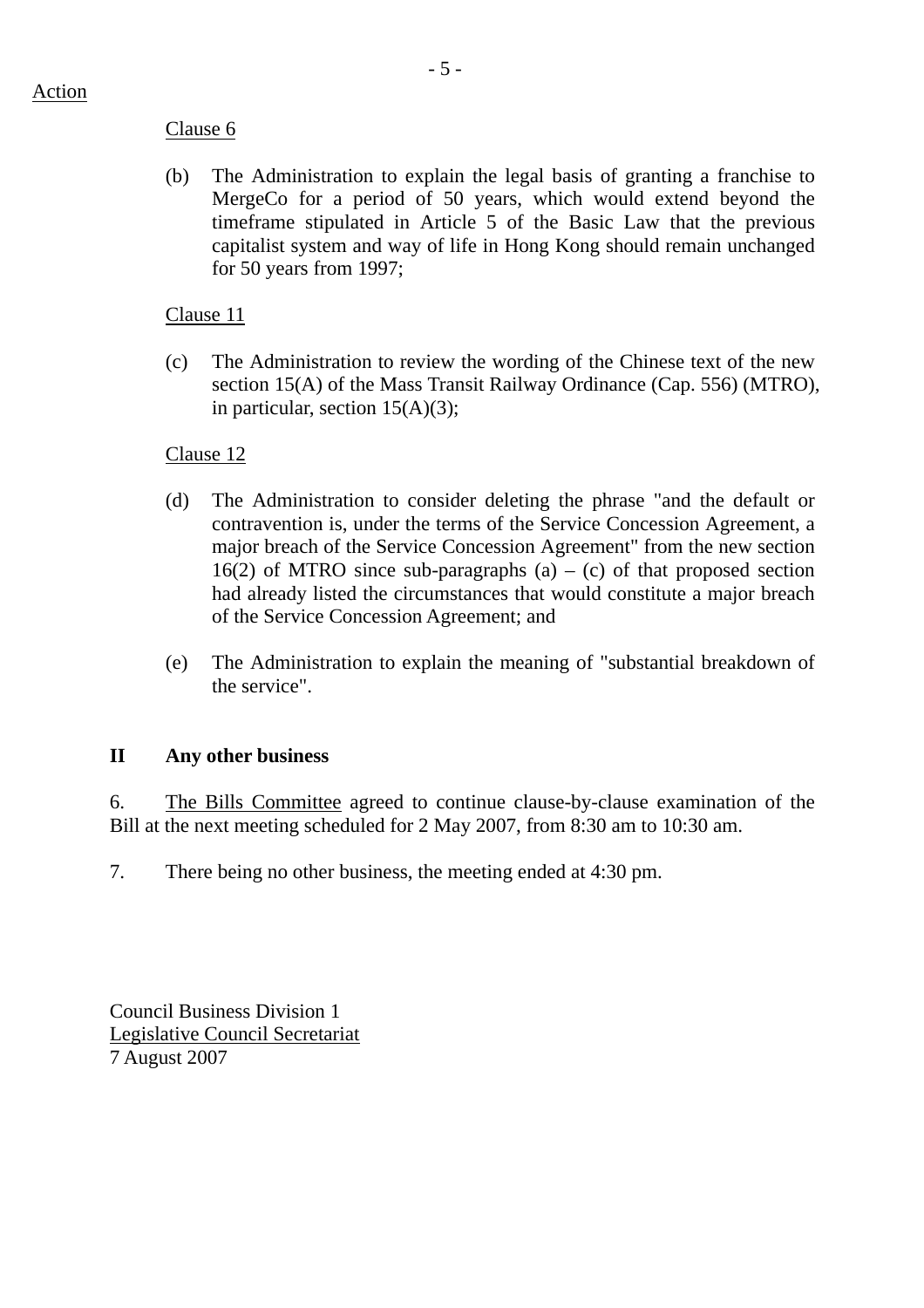Action

Clause 6

(b) The Administration to explain the legal basis of granting a franchise to MergeCo for a period of 50 years, which would extend beyond the timeframe stipulated in Article 5 of the Basic Law that the previous capitalist system and way of life in Hong Kong should remain unchanged for 50 years from 1997;

Clause 11

(c) The Administration to review the wording of the Chinese text of the new section 15(A) of the Mass Transit Railway Ordinance (Cap. 556) (MTRO), in particular, section 15(A)(3);

Clause 12

(d) The Administration to consider deleting the phrase "and the default or contravention is, under the terms of the Service Concession Agreement, a major breach of the Service Concession Agreement" from the new section 16(2) of MTRO since sub-paragraphs (a) – (c) of that proposed section had already listed the circumstances that would constitute a major breach of the Service Concession Agreement; and

(e) The Administration to explain the meaning of "substantial breakdown of the service".

## II Any other business

6. The Bills Committee agreed to continue clause-by-clause examination of the Bill at the next meeting scheduled for 2 May 2007, from 8:30 am to 10:30 am.

7. There being no other business, the meeting ended at 4:30 pm.

Council Business Division 1
Legislative Council Secretariat
7 August 2007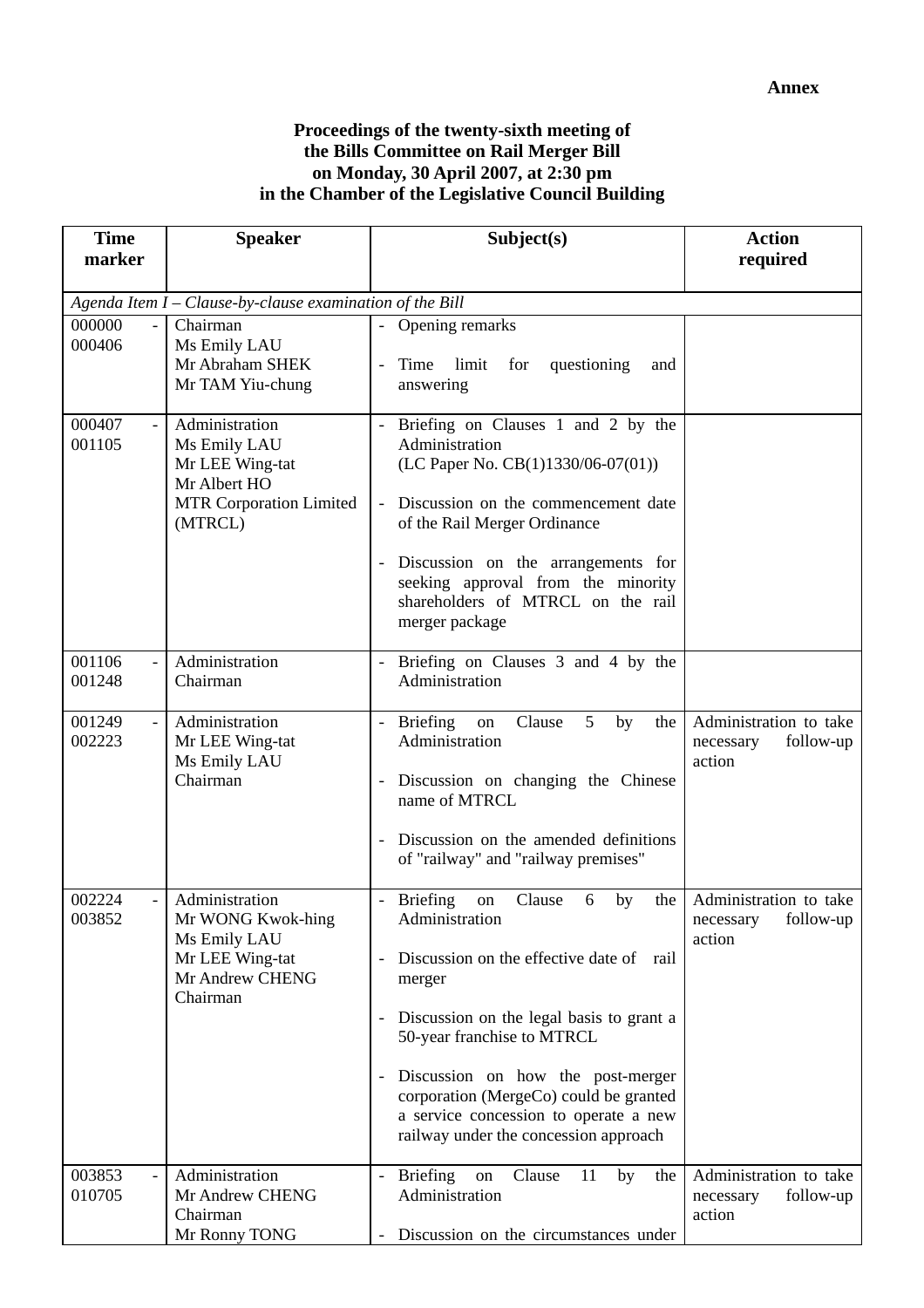**Annex**

**Proceedings of the twenty-sixth meeting of the Bills Committee on Rail Merger Bill on Monday, 30 April 2007, at 2:30 pm in the Chamber of the Legislative Council Building**

| Time marker | Speaker | Subject(s) | Action required |
|---|---|---|---|
| *Agenda Item I – Clause-by-clause examination of the Bill* | | | |
| 000000 - 000406 | Chairman<br>Ms Emily LAU<br>Mr Abraham SHEK<br>Mr TAM Yiu-chung | - Opening remarks<br><br>- Time limit for questioning and answering | |
| 000407 - 001105 | Administration<br>Ms Emily LAU<br>Mr LEE Wing-tat<br>Mr Albert HO<br>MTR Corporation Limited (MTRCL) | - Briefing on Clauses 1 and 2 by the Administration (LC Paper No. CB(1)1330/06-07(01))<br><br>- Discussion on the commencement date of the Rail Merger Ordinance<br><br>- Discussion on the arrangements for seeking approval from the minority shareholders of MTRCL on the rail merger package | |
| 001106 - 001248 | Administration<br>Chairman | - Briefing on Clauses 3 and 4 by the Administration | |
| 001249 - 002223 | Administration<br>Mr LEE Wing-tat<br>Ms Emily LAU<br>Chairman | - Briefing on Clause 5 by the Administration<br><br>- Discussion on changing the Chinese name of MTRCL<br><br>- Discussion on the amended definitions of "railway" and "railway premises" | Administration to take necessary follow-up action |
| 002224 - 003852 | Administration<br>Mr WONG Kwok-hing<br>Ms Emily LAU<br>Mr LEE Wing-tat<br>Mr Andrew CHENG<br>Chairman | - Briefing on Clause 6 by the Administration<br><br>- Discussion on the effective date of rail merger<br><br>- Discussion on the legal basis to grant a 50-year franchise to MTRCL<br><br>- Discussion on how the post-merger corporation (MergeCo) could be granted a service concession to operate a new railway under the concession approach | Administration to take necessary follow-up action |
| 003853 - 010705 | Administration<br>Mr Andrew CHENG<br>Chairman<br>Mr Ronny TONG | - Briefing on Clause 11 by the Administration<br><br>- Discussion on the circumstances under | Administration to take necessary follow-up action |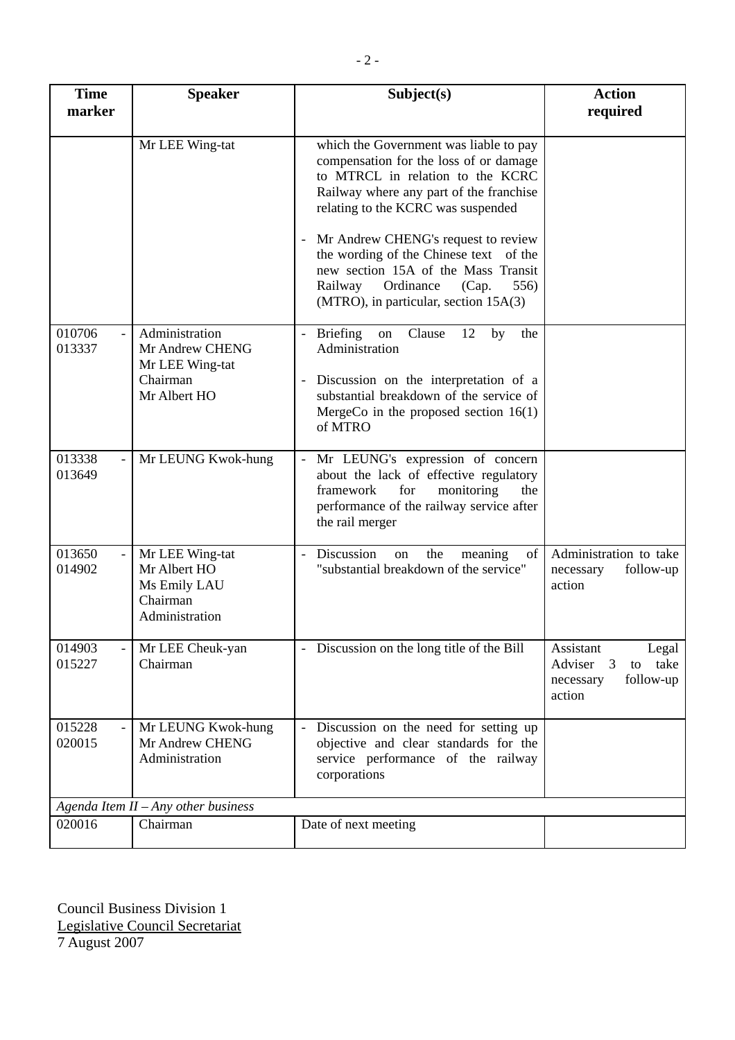| Time marker | Speaker | Subject(s) | Action required |
|---|---|---|---|
| | Mr LEE Wing-tat | which the Government was liable to pay compensation for the loss of or damage to MTRCL in relation to the KCRC Railway where any part of the franchise relating to the KCRC was suspended<br><br>- Mr Andrew CHENG's request to review the wording of the Chinese text of the new section 15A of the Mass Transit Railway Ordinance (Cap. 556) (MTRO), in particular, section 15A(3) | |
| 010706 - 013337 | Administration<br>Mr Andrew CHENG<br>Mr LEE Wing-tat<br>Chairman<br>Mr Albert HO | - Briefing on Clause 12 by the Administration<br><br>- Discussion on the interpretation of a substantial breakdown of the service of MergeCo in the proposed section 16(1) of MTRO | |
| 013338 - 013649 | Mr LEUNG Kwok-hung | - Mr LEUNG's expression of concern about the lack of effective regulatory framework for monitoring the performance of the railway service after the rail merger | |
| 013650 - 014902 | Mr LEE Wing-tat<br>Mr Albert HO<br>Ms Emily LAU<br>Chairman<br>Administration | - Discussion on the meaning of "substantial breakdown of the service" | Administration to take necessary follow-up action |
| 014903 - 015227 | Mr LEE Cheuk-yan<br>Chairman | - Discussion on the long title of the Bill | Assistant Legal Adviser 3 to take necessary follow-up action |
| 015228 - 020015 | Mr LEUNG Kwok-hung<br>Mr Andrew CHENG<br>Administration | - Discussion on the need for setting up objective and clear standards for the service performance of the railway corporations | |
| *Agenda Item II – Any other business* | | | |
| 020016 | Chairman | Date of next meeting | |

Council Business Division 1
Legislative Council Secretariat
7 August 2007